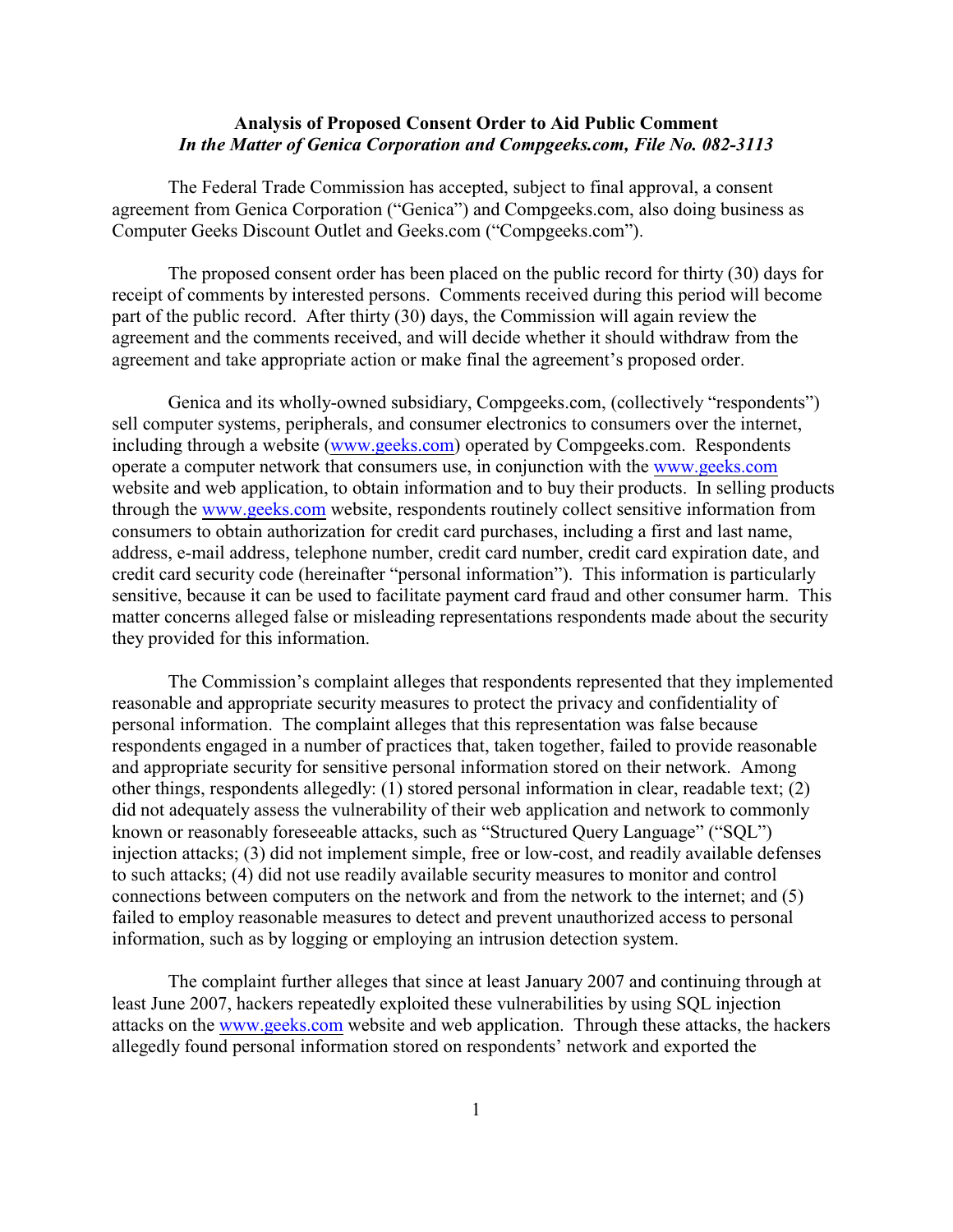**Analysis of Proposed Consent Order to Aid Public Comment**
***In the Matter of Genica Corporation and Compgeeks.com, File No. 082-3113***

The Federal Trade Commission has accepted, subject to final approval, a consent agreement from Genica Corporation ("Genica") and Compgeeks.com, also doing business as Computer Geeks Discount Outlet and Geeks.com ("Compgeeks.com").

The proposed consent order has been placed on the public record for thirty (30) days for receipt of comments by interested persons. Comments received during this period will become part of the public record. After thirty (30) days, the Commission will again review the agreement and the comments received, and will decide whether it should withdraw from the agreement and take appropriate action or make final the agreement's proposed order.

Genica and its wholly-owned subsidiary, Compgeeks.com, (collectively "respondents") sell computer systems, peripherals, and consumer electronics to consumers over the internet, including through a website (www.geeks.com) operated by Compgeeks.com. Respondents operate a computer network that consumers use, in conjunction with the www.geeks.com website and web application, to obtain information and to buy their products. In selling products through the www.geeks.com website, respondents routinely collect sensitive information from consumers to obtain authorization for credit card purchases, including a first and last name, address, e-mail address, telephone number, credit card number, credit card expiration date, and credit card security code (hereinafter "personal information"). This information is particularly sensitive, because it can be used to facilitate payment card fraud and other consumer harm. This matter concerns alleged false or misleading representations respondents made about the security they provided for this information.

The Commission's complaint alleges that respondents represented that they implemented reasonable and appropriate security measures to protect the privacy and confidentiality of personal information. The complaint alleges that this representation was false because respondents engaged in a number of practices that, taken together, failed to provide reasonable and appropriate security for sensitive personal information stored on their network. Among other things, respondents allegedly: (1) stored personal information in clear, readable text; (2) did not adequately assess the vulnerability of their web application and network to commonly known or reasonably foreseeable attacks, such as "Structured Query Language" ("SQL") injection attacks; (3) did not implement simple, free or low-cost, and readily available defenses to such attacks; (4) did not use readily available security measures to monitor and control connections between computers on the network and from the network to the internet; and (5) failed to employ reasonable measures to detect and prevent unauthorized access to personal information, such as by logging or employing an intrusion detection system.

The complaint further alleges that since at least January 2007 and continuing through at least June 2007, hackers repeatedly exploited these vulnerabilities by using SQL injection attacks on the www.geeks.com website and web application. Through these attacks, the hackers allegedly found personal information stored on respondents' network and exported the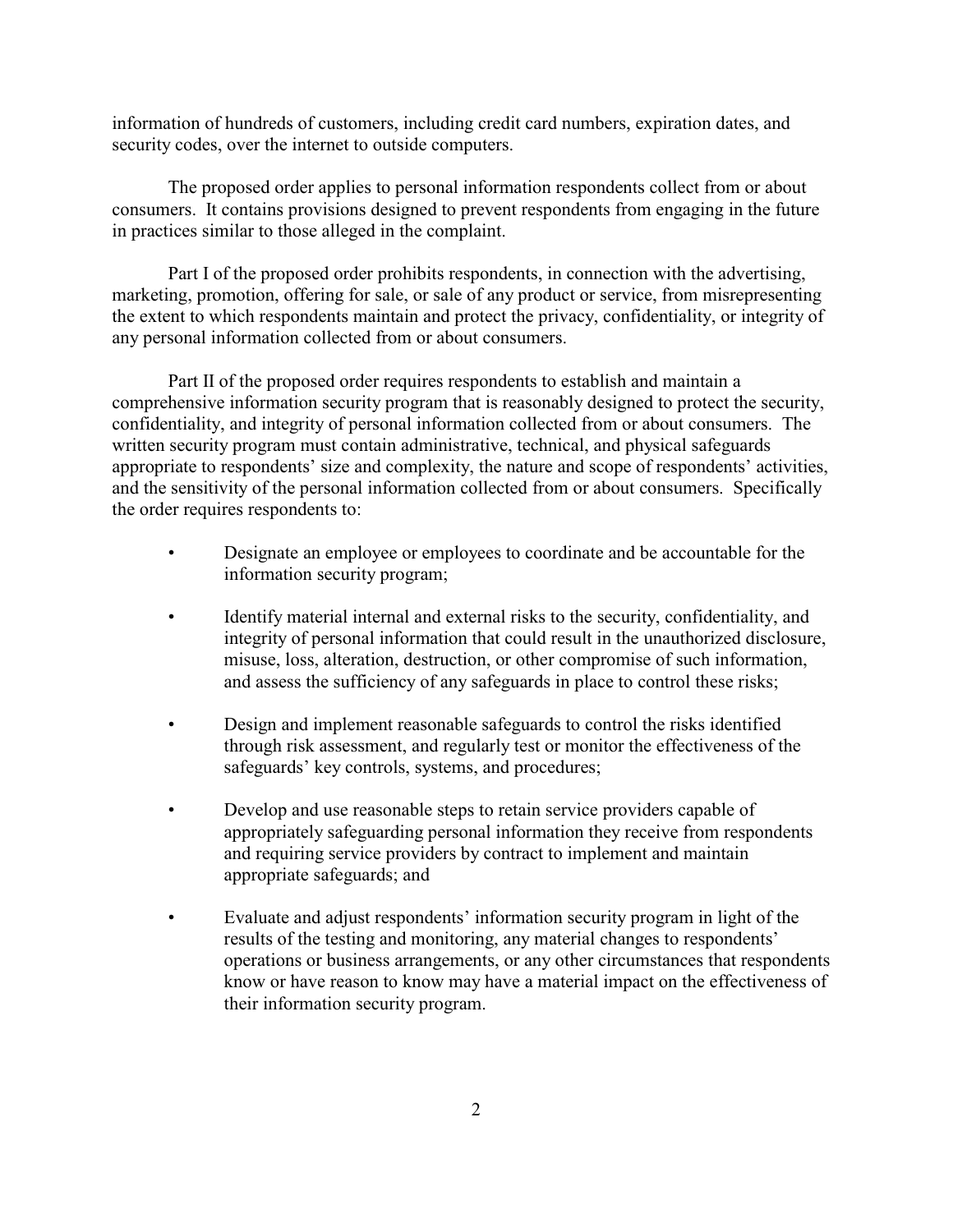information of hundreds of customers, including credit card numbers, expiration dates, and security codes, over the internet to outside computers.

The proposed order applies to personal information respondents collect from or about consumers. It contains provisions designed to prevent respondents from engaging in the future in practices similar to those alleged in the complaint.

Part I of the proposed order prohibits respondents, in connection with the advertising, marketing, promotion, offering for sale, or sale of any product or service, from misrepresenting the extent to which respondents maintain and protect the privacy, confidentiality, or integrity of any personal information collected from or about consumers.

Part II of the proposed order requires respondents to establish and maintain a comprehensive information security program that is reasonably designed to protect the security, confidentiality, and integrity of personal information collected from or about consumers. The written security program must contain administrative, technical, and physical safeguards appropriate to respondents' size and complexity, the nature and scope of respondents' activities, and the sensitivity of the personal information collected from or about consumers. Specifically the order requires respondents to:

- Designate an employee or employees to coordinate and be accountable for the information security program;
- Identify material internal and external risks to the security, confidentiality, and integrity of personal information that could result in the unauthorized disclosure, misuse, loss, alteration, destruction, or other compromise of such information, and assess the sufficiency of any safeguards in place to control these risks;
- Design and implement reasonable safeguards to control the risks identified through risk assessment, and regularly test or monitor the effectiveness of the safeguards' key controls, systems, and procedures;
- Develop and use reasonable steps to retain service providers capable of appropriately safeguarding personal information they receive from respondents and requiring service providers by contract to implement and maintain appropriate safeguards; and
- Evaluate and adjust respondents' information security program in light of the results of the testing and monitoring, any material changes to respondents' operations or business arrangements, or any other circumstances that respondents know or have reason to know may have a material impact on the effectiveness of their information security program.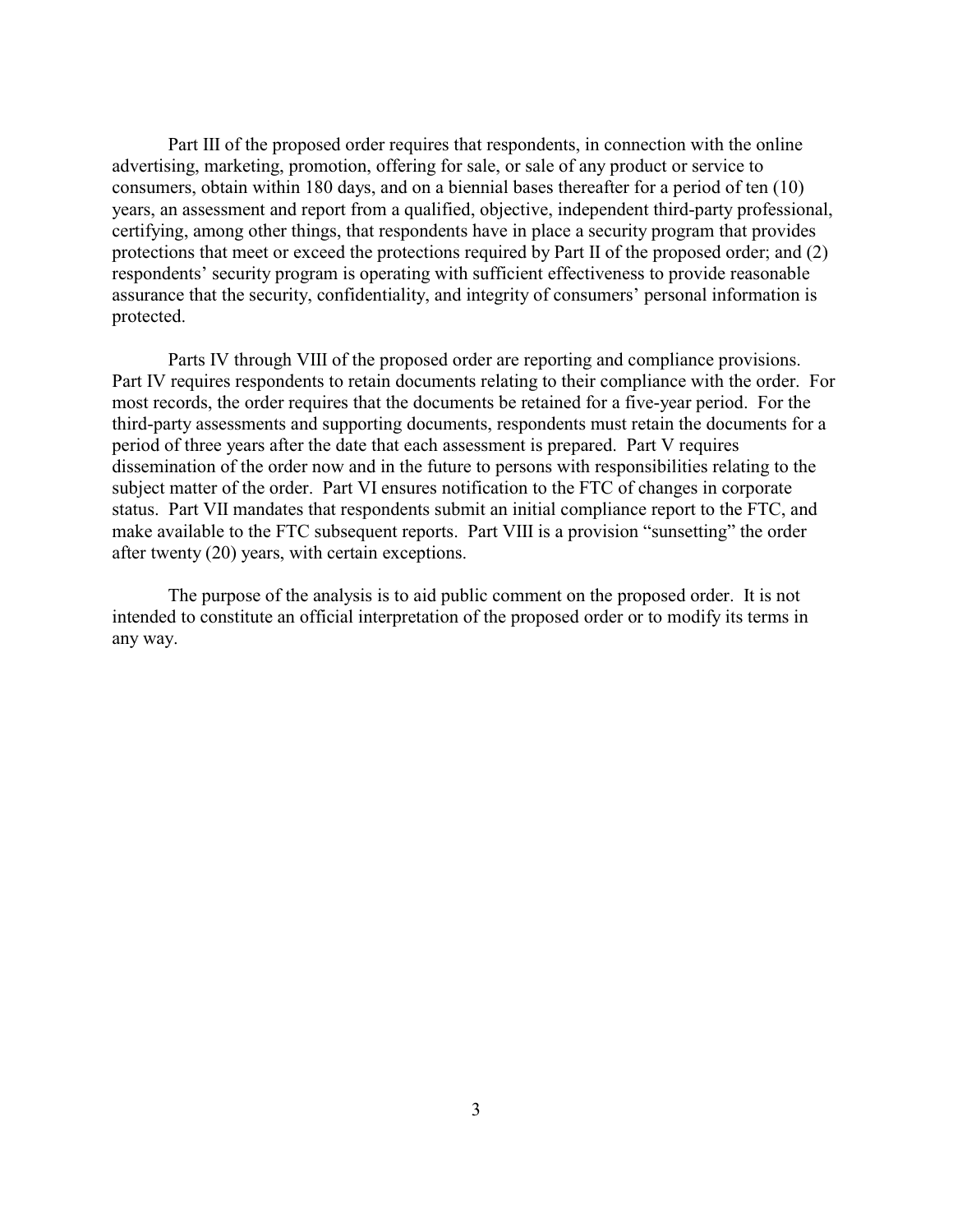Part III of the proposed order requires that respondents, in connection with the online advertising, marketing, promotion, offering for sale, or sale of any product or service to consumers, obtain within 180 days, and on a biennial bases thereafter for a period of ten (10) years, an assessment and report from a qualified, objective, independent third-party professional, certifying, among other things, that respondents have in place a security program that provides protections that meet or exceed the protections required by Part II of the proposed order; and (2) respondents' security program is operating with sufficient effectiveness to provide reasonable assurance that the security, confidentiality, and integrity of consumers' personal information is protected.

Parts IV through VIII of the proposed order are reporting and compliance provisions. Part IV requires respondents to retain documents relating to their compliance with the order. For most records, the order requires that the documents be retained for a five-year period. For the third-party assessments and supporting documents, respondents must retain the documents for a period of three years after the date that each assessment is prepared. Part V requires dissemination of the order now and in the future to persons with responsibilities relating to the subject matter of the order. Part VI ensures notification to the FTC of changes in corporate status. Part VII mandates that respondents submit an initial compliance report to the FTC, and make available to the FTC subsequent reports. Part VIII is a provision "sunsetting" the order after twenty (20) years, with certain exceptions.

The purpose of the analysis is to aid public comment on the proposed order. It is not intended to constitute an official interpretation of the proposed order or to modify its terms in any way.